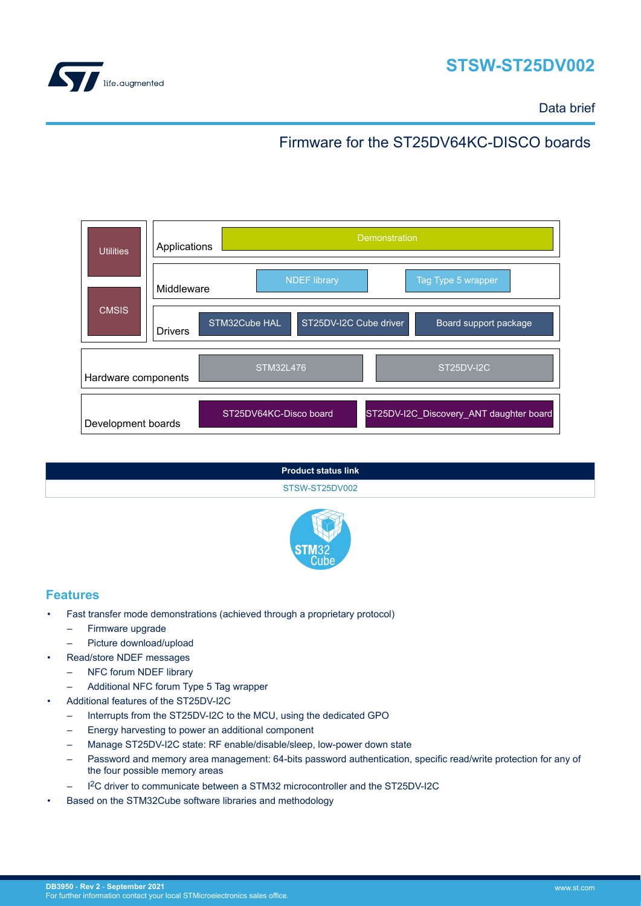# STSW-ST25DV002

Data brief

## Firmware for the ST25DV64KC-DISCO boards

| | | | |
|---|---|---|---|
| Utilities, CMSIS | Applications | Demonstration | |
| | Middleware | NDEF library | Tag Type 5 wrapper |
| | Drivers | STM32Cube HAL, ST25DV-I2C Cube driver | Board support package |
| Hardware components | | STM32L476 | ST25DV-I2C |
| Development boards | | ST25DV64KC-Disco board | ST25DV-I2C_Discovery_ANT daughter board |

| Product status link |
|---|
| STSW-ST25DV002 |

## Features

- Fast transfer mode demonstrations (achieved through a proprietary protocol)
  - Firmware upgrade
  - Picture download/upload
- Read/store NDEF messages
  - NFC forum NDEF library
  - Additional NFC forum Type 5 Tag wrapper
- Additional features of the ST25DV-I2C
  - Interrupts from the ST25DV-I2C to the MCU, using the dedicated GPO
  - Energy harvesting to power an additional component
  - Manage ST25DV-I2C state: RF enable/disable/sleep, low-power down state
  - Password and memory area management: 64-bits password authentication, specific read/write protection for any of the four possible memory areas
  - $I^2C$ driver to communicate between a STM32 microcontroller and the ST25DV-I2C
- Based on the STM32Cube software libraries and methodology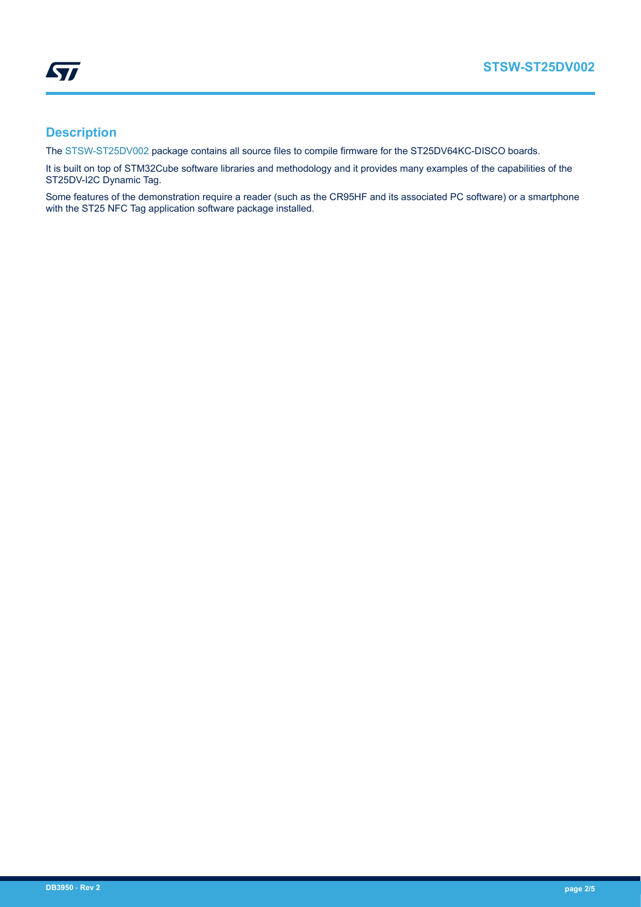## Description

The STSW-ST25DV002 package contains all source files to compile firmware for the ST25DV64KC-DISCO boards.

It is built on top of STM32Cube software libraries and methodology and it provides many examples of the capabilities of the ST25DV-I2C Dynamic Tag.

Some features of the demonstration require a reader (such as the CR95HF and its associated PC software) or a smartphone with the ST25 NFC Tag application software package installed.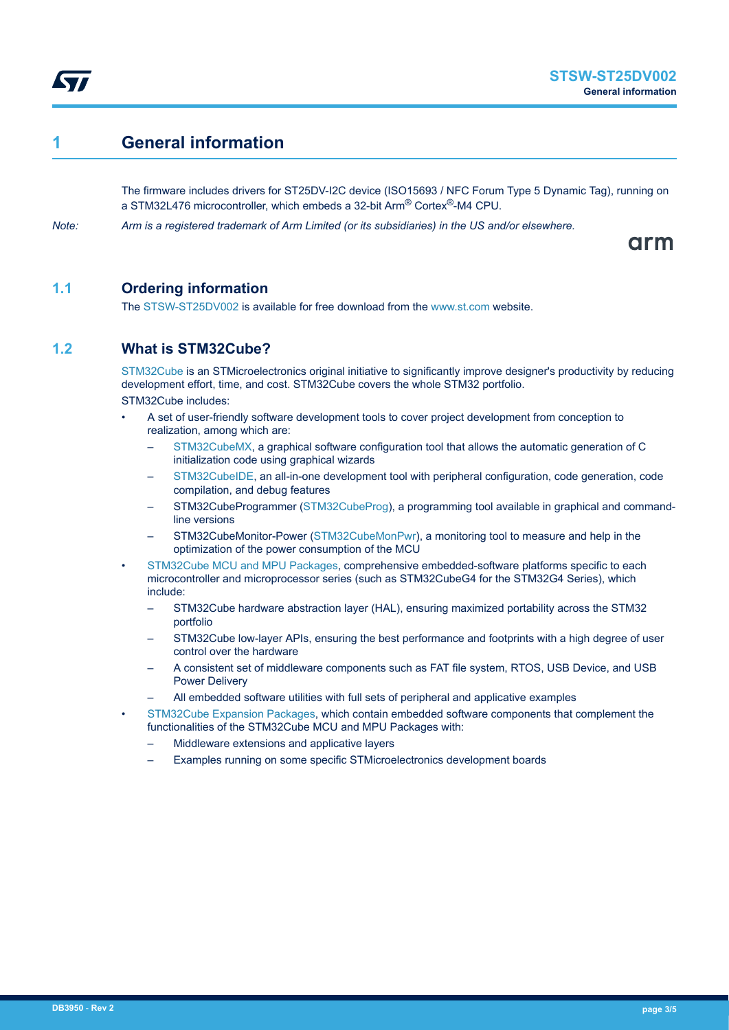# 1 General information

The firmware includes drivers for ST25DV-I2C device (ISO15693 / NFC Forum Type 5 Dynamic Tag), running on a STM32L476 microcontroller, which embeds a 32-bit Arm® Cortex®-M4 CPU.

*Note: Arm is a registered trademark of Arm Limited (or its subsidiaries) in the US and/or elsewhere.*

## 1.1 Ordering information

The STSW-ST25DV002 is available for free download from the www.st.com website.

## 1.2 What is STM32Cube?

STM32Cube is an STMicroelectronics original initiative to significantly improve designer's productivity by reducing development effort, time, and cost. STM32Cube covers the whole STM32 portfolio.

STM32Cube includes:

- A set of user-friendly software development tools to cover project development from conception to realization, among which are:
  - STM32CubeMX, a graphical software configuration tool that allows the automatic generation of C initialization code using graphical wizards
  - STM32CubeIDE, an all-in-one development tool with peripheral configuration, code generation, code compilation, and debug features
  - STM32CubeProgrammer (STM32CubeProg), a programming tool available in graphical and command-line versions
  - STM32CubeMonitor-Power (STM32CubeMonPwr), a monitoring tool to measure and help in the optimization of the power consumption of the MCU
- STM32Cube MCU and MPU Packages, comprehensive embedded-software platforms specific to each microcontroller and microprocessor series (such as STM32CubeG4 for the STM32G4 Series), which include:
  - STM32Cube hardware abstraction layer (HAL), ensuring maximized portability across the STM32 portfolio
  - STM32Cube low-layer APIs, ensuring the best performance and footprints with a high degree of user control over the hardware
  - A consistent set of middleware components such as FAT file system, RTOS, USB Device, and USB Power Delivery
  - All embedded software utilities with full sets of peripheral and applicative examples
- STM32Cube Expansion Packages, which contain embedded software components that complement the functionalities of the STM32Cube MCU and MPU Packages with:
  - Middleware extensions and applicative layers
  - Examples running on some specific STMicroelectronics development boards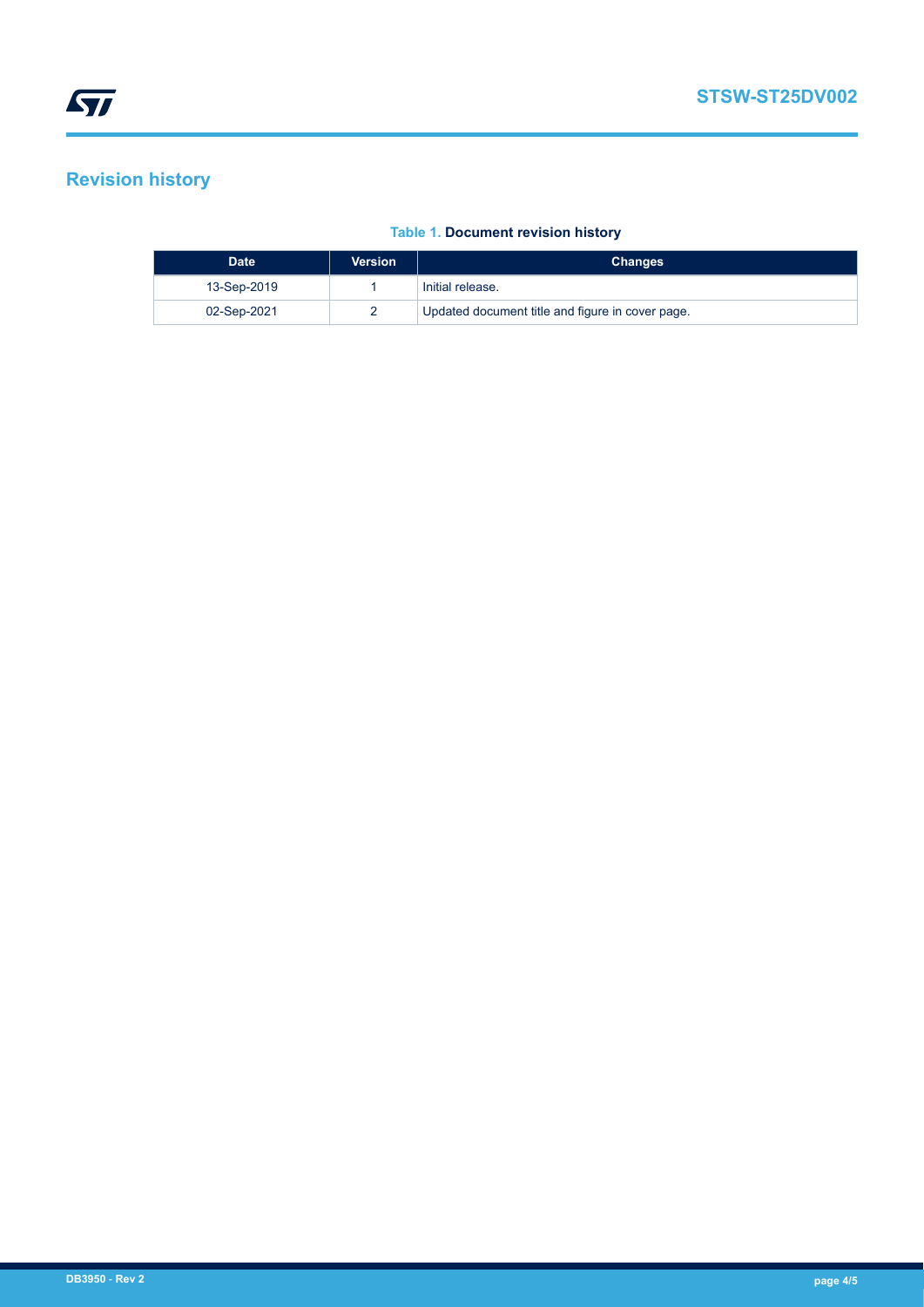# Revision history

**Table 1. Document revision history**

| Date | Version | Changes |
| --- | --- | --- |
| 13-Sep-2019 | 1 | Initial release. |
| 02-Sep-2021 | 2 | Updated document title and figure in cover page. |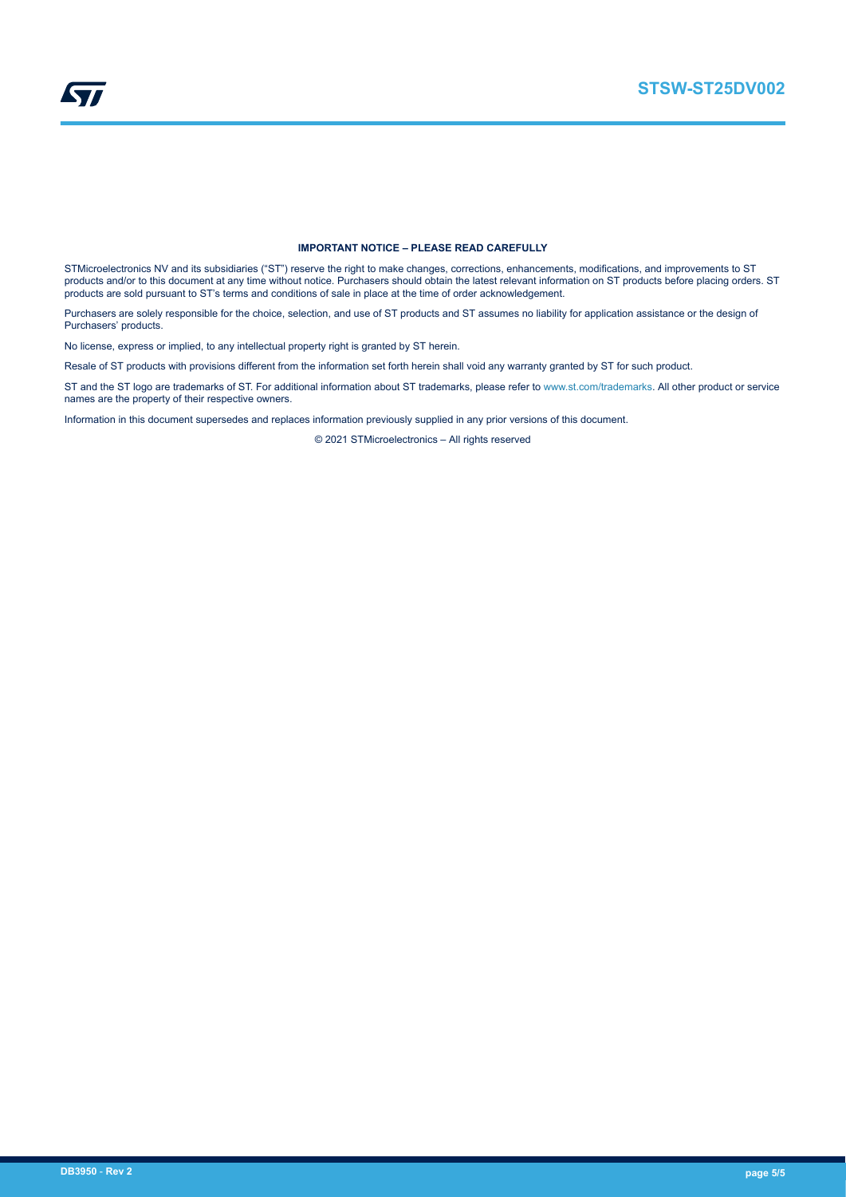**IMPORTANT NOTICE – PLEASE READ CAREFULLY**

STMicroelectronics NV and its subsidiaries ("ST") reserve the right to make changes, corrections, enhancements, modifications, and improvements to ST products and/or to this document at any time without notice. Purchasers should obtain the latest relevant information on ST products before placing orders. ST products are sold pursuant to ST's terms and conditions of sale in place at the time of order acknowledgement.

Purchasers are solely responsible for the choice, selection, and use of ST products and ST assumes no liability for application assistance or the design of Purchasers' products.

No license, express or implied, to any intellectual property right is granted by ST herein.

Resale of ST products with provisions different from the information set forth herein shall void any warranty granted by ST for such product.

ST and the ST logo are trademarks of ST. For additional information about ST trademarks, please refer to www.st.com/trademarks. All other product or service names are the property of their respective owners.

Information in this document supersedes and replaces information previously supplied in any prior versions of this document.

© 2021 STMicroelectronics – All rights reserved